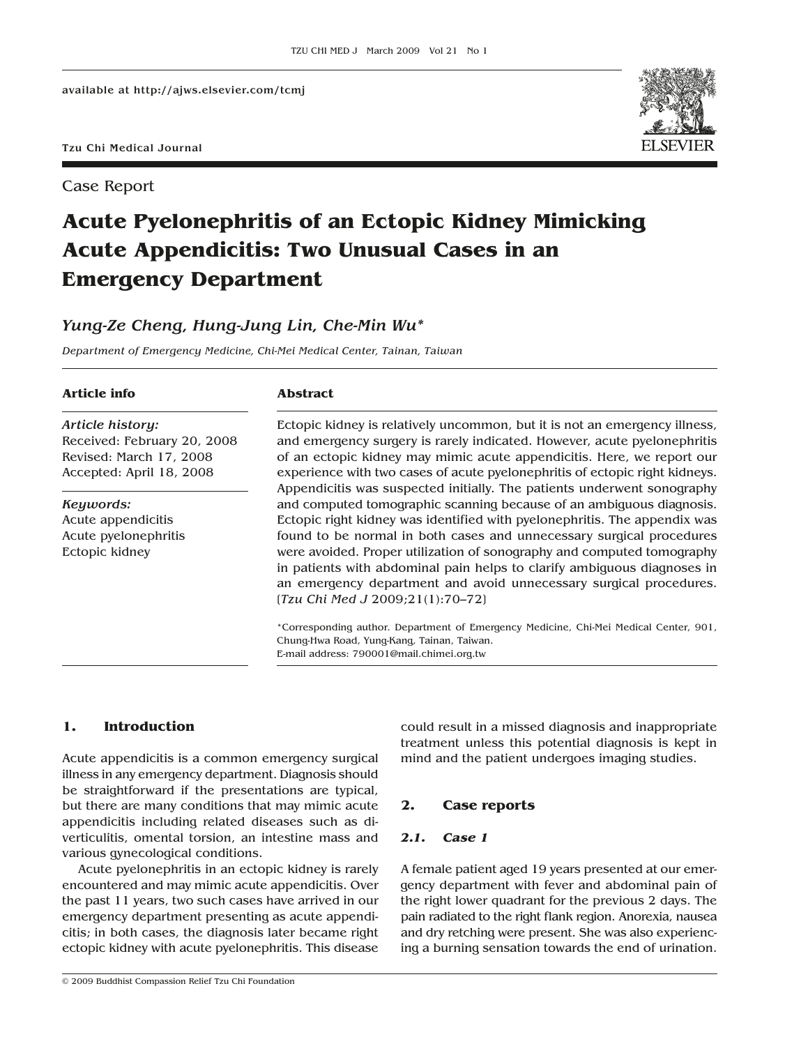Tzu Chi Medical Journal

Case Report

# Acute Pyelonephritis of an Ectopic Kidney Mimicking Acute Appendicitis: Two Unusual Cases in an Emergency Department

*Yung-Ze Cheng, Hung-Jung Lin, Che-Min Wu**

*Department of Emergency Medicine, Chi-Mei Medical Center, Tainan, Taiwan*

**Article info**

*Article history:*
Received: February 20, 2008
Revised: March 17, 2008
Accepted: April 18, 2008

*Keywords:*
Acute appendicitis
Acute pyelonephritis
Ectopic kidney

**Abstract**

Ectopic kidney is relatively uncommon, but it is not an emergency illness, and emergency surgery is rarely indicated. However, acute pyelonephritis of an ectopic kidney may mimic acute appendicitis. Here, we report our experience with two cases of acute pyelonephritis of ectopic right kidneys. Appendicitis was suspected initially. The patients underwent sonography and computed tomographic scanning because of an ambiguous diagnosis. Ectopic right kidney was identified with pyelonephritis. The appendix was found to be normal in both cases and unnecessary surgical procedures were avoided. Proper utilization of sonography and computed tomography in patients with abdominal pain helps to clarify ambiguous diagnoses in an emergency department and avoid unnecessary surgical procedures. [*Tzu Chi Med J* 2009;21(1):70–72]

*Corresponding author. Department of Emergency Medicine, Chi-Mei Medical Center, 901, Chung-Hwa Road, Yung-Kang, Tainan, Taiwan.
E-mail address: 790001@mail.chimei.org.tw

## 1. Introduction

Acute appendicitis is a common emergency surgical illness in any emergency department. Diagnosis should be straightforward if the presentations are typical, but there are many conditions that may mimic acute appendicitis including related diseases such as diverticulitis, omental torsion, an intestine mass and various gynecological conditions.

Acute pyelonephritis in an ectopic kidney is rarely encountered and may mimic acute appendicitis. Over the past 11 years, two such cases have arrived in our emergency department presenting as acute appendicitis; in both cases, the diagnosis later became right ectopic kidney with acute pyelonephritis. This disease could result in a missed diagnosis and inappropriate treatment unless this potential diagnosis is kept in mind and the patient undergoes imaging studies.

## 2. Case reports

### 2.1. Case 1

A female patient aged 19 years presented at our emergency department with fever and abdominal pain of the right lower quadrant for the previous 2 days. The pain radiated to the right flank region. Anorexia, nausea and dry retching were present. She was also experiencing a burning sensation towards the end of urination.

© 2009 Buddhist Compassion Relief Tzu Chi Foundation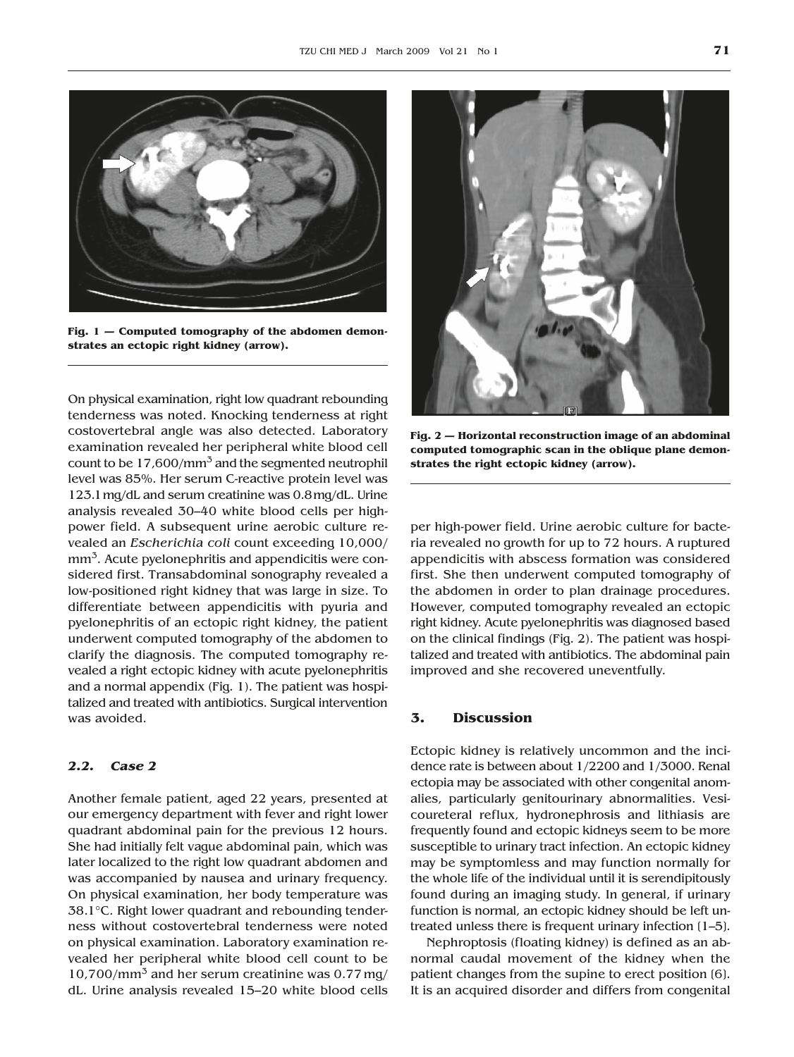Fig. 1 — Computed tomography of the abdomen demonstrates an ectopic right kidney (arrow).

On physical examination, right low quadrant rebounding tenderness was noted. Knocking tenderness at right costovertebral angle was also detected. Laboratory examination revealed her peripheral white blood cell count to be 17,600/mm$^3$ and the segmented neutrophil level was 85%. Her serum C-reactive protein level was 123.1 mg/dL and serum creatinine was 0.8 mg/dL. Urine analysis revealed 30–40 white blood cells per high-power field. A subsequent urine aerobic culture revealed an *Escherichia coli* count exceeding 10,000/mm$^3$. Acute pyelonephritis and appendicitis were considered first. Transabdominal sonography revealed a low-positioned right kidney that was large in size. To differentiate between appendicitis with pyuria and pyelonephritis of an ectopic right kidney, the patient underwent computed tomography of the abdomen to clarify the diagnosis. The computed tomography revealed a right ectopic kidney with acute pyelonephritis and a normal appendix (Fig. 1). The patient was hospitalized and treated with antibiotics. Surgical intervention was avoided.

### 2.2. Case 2

Another female patient, aged 22 years, presented at our emergency department with fever and right lower quadrant abdominal pain for the previous 12 hours. She had initially felt vague abdominal pain, which was later localized to the right low quadrant abdomen and was accompanied by nausea and urinary frequency. On physical examination, her body temperature was 38.1°C. Right lower quadrant and rebounding tenderness without costovertebral tenderness were noted on physical examination. Laboratory examination revealed her peripheral white blood cell count to be 10,700/mm$^3$ and her serum creatinine was 0.77 mg/dL. Urine analysis revealed 15–20 white blood cells per high-power field. Urine aerobic culture for bacteria revealed no growth for up to 72 hours. A ruptured appendicitis with abscess formation was considered first. She then underwent computed tomography of the abdomen in order to plan drainage procedures. However, computed tomography revealed an ectopic right kidney. Acute pyelonephritis was diagnosed based on the clinical findings (Fig. 2). The patient was hospitalized and treated with antibiotics. The abdominal pain improved and she recovered uneventfully.

Fig. 2 — Horizontal reconstruction image of an abdominal computed tomographic scan in the oblique plane demonstrates the right ectopic kidney (arrow).

## 3. Discussion

Ectopic kidney is relatively uncommon and the incidence rate is between about 1/2200 and 1/3000. Renal ectopia may be associated with other congenital anomalies, particularly genitourinary abnormalities. Vesicoureteral reflux, hydronephrosis and lithiasis are frequently found and ectopic kidneys seem to be more susceptible to urinary tract infection. An ectopic kidney may be symptomless and may function normally for the whole life of the individual until it is serendipitously found during an imaging study. In general, if urinary function is normal, an ectopic kidney should be left untreated unless there is frequent urinary infection [1–5].

Nephroptosis (floating kidney) is defined as an abnormal caudal movement of the kidney when the patient changes from the supine to erect position [6]. It is an acquired disorder and differs from congenital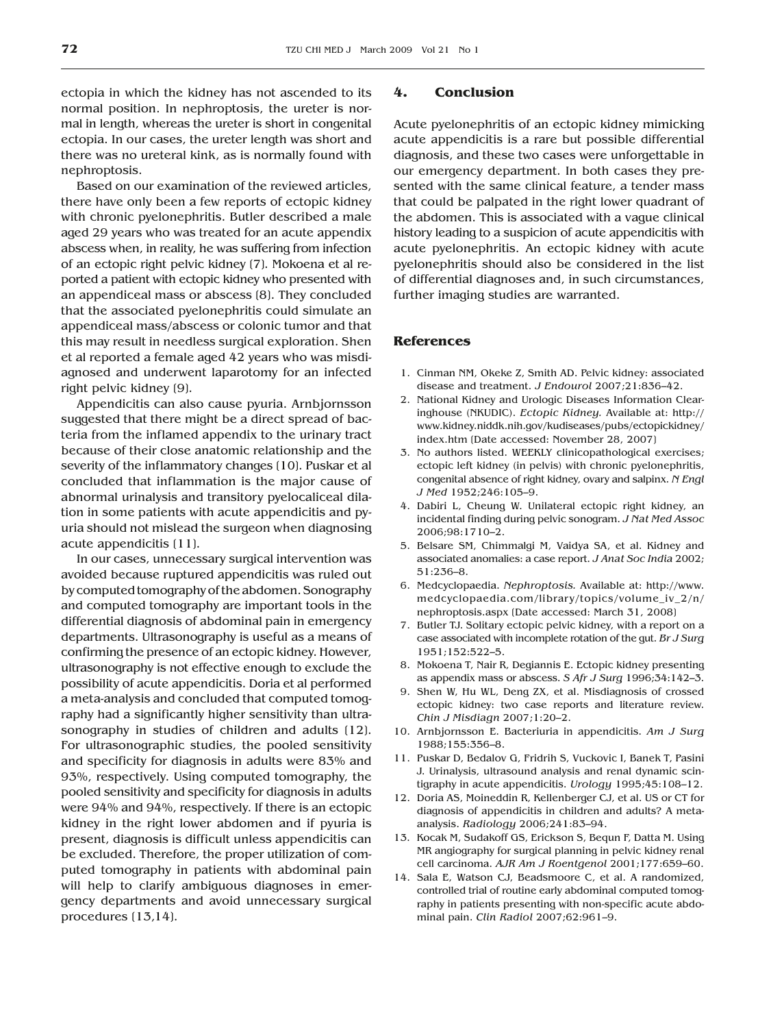ectopia in which the kidney has not ascended to its normal position. In nephroptosis, the ureter is normal in length, whereas the ureter is short in congenital ectopia. In our cases, the ureter length was short and there was no ureteral kink, as is normally found with nephroptosis.

Based on our examination of the reviewed articles, there have only been a few reports of ectopic kidney with chronic pyelonephritis. Butler described a male aged 29 years who was treated for an acute appendix abscess when, in reality, he was suffering from infection of an ectopic right pelvic kidney (7). Mokoena et al reported a patient with ectopic kidney who presented with an appendiceal mass or abscess (8). They concluded that the associated pyelonephritis could simulate an appendiceal mass/abscess or colonic tumor and that this may result in needless surgical exploration. Shen et al reported a female aged 42 years who was misdiagnosed and underwent laparotomy for an infected right pelvic kidney (9).

Appendicitis can also cause pyuria. Arnbjornsson suggested that there might be a direct spread of bacteria from the inflamed appendix to the urinary tract because of their close anatomic relationship and the severity of the inflammatory changes (10). Puskar et al concluded that inflammation is the major cause of abnormal urinalysis and transitory pyelocaliceal dilation in some patients with acute appendicitis and pyuria should not mislead the surgeon when diagnosing acute appendicitis (11).

In our cases, unnecessary surgical intervention was avoided because ruptured appendicitis was ruled out by computed tomography of the abdomen. Sonography and computed tomography are important tools in the differential diagnosis of abdominal pain in emergency departments. Ultrasonography is useful as a means of confirming the presence of an ectopic kidney. However, ultrasonography is not effective enough to exclude the possibility of acute appendicitis. Doria et al performed a meta-analysis and concluded that computed tomography had a significantly higher sensitivity than ultrasonography in studies of children and adults (12). For ultrasonographic studies, the pooled sensitivity and specificity for diagnosis in adults were 83% and 93%, respectively. Using computed tomography, the pooled sensitivity and specificity for diagnosis in adults were 94% and 94%, respectively. If there is an ectopic kidney in the right lower abdomen and if pyuria is present, diagnosis is difficult unless appendicitis can be excluded. Therefore, the proper utilization of computed tomography in patients with abdominal pain will help to clarify ambiguous diagnoses in emergency departments and avoid unnecessary surgical procedures (13,14).

## 4. Conclusion

Acute pyelonephritis of an ectopic kidney mimicking acute appendicitis is a rare but possible differential diagnosis, and these two cases were unforgettable in our emergency department. In both cases they presented with the same clinical feature, a tender mass that could be palpated in the right lower quadrant of the abdomen. This is associated with a vague clinical history leading to a suspicion of acute appendicitis with acute pyelonephritis. An ectopic kidney with acute pyelonephritis should also be considered in the list of differential diagnoses and, in such circumstances, further imaging studies are warranted.

## References

1. Cinman NM, Okeke Z, Smith AD. Pelvic kidney: associated disease and treatment. *J Endourol* 2007;21:836–42.
2. National Kidney and Urologic Diseases Information Clearinghouse (NKUDIC). *Ectopic Kidney.* Available at: http://www.kidney.niddk.nih.gov/kudiseases/pubs/ectopickidney/index.htm (Date accessed: November 28, 2007)
3. No authors listed. WEEKLY clinicopathological exercises; ectopic left kidney (in pelvis) with chronic pyelonephritis, congenital absence of right kidney, ovary and salpinx. *N Engl J Med* 1952;246:105–9.
4. Dabiri L, Cheung W. Unilateral ectopic right kidney, an incidental finding during pelvic sonogram. *J Nat Med Assoc* 2006;98:1710–2.
5. Belsare SM, Chimmalgi M, Vaidya SA, et al. Kidney and associated anomalies: a case report. *J Anat Soc India* 2002; 51:236–8.
6. Medcyclopaedia. *Nephroptosis.* Available at: http://www.medcyclopaedia.com/library/topics/volume_iv_2/n/nephroptosis.aspx (Date accessed: March 31, 2008)
7. Butler TJ. Solitary ectopic pelvic kidney, with a report on a case associated with incomplete rotation of the gut. *Br J Surg* 1951;152:522–5.
8. Mokoena T, Nair R, Degiannis E. Ectopic kidney presenting as appendix mass or abscess. *S Afr J Surg* 1996;34:142–3.
9. Shen W, Hu WL, Deng ZX, et al. Misdiagnosis of crossed ectopic kidney: two case reports and literature review. *Chin J Misdiagn* 2007;1:20–2.
10. Arnbjornsson E. Bacteriuria in appendicitis. *Am J Surg* 1988;155:356–8.
11. Puskar D, Bedalov G, Fridrih S, Vuckovic I, Banek T, Pasini J. Urinalysis, ultrasound analysis and renal dynamic scintigraphy in acute appendicitis. *Urology* 1995;45:108–12.
12. Doria AS, Moineddin R, Kellenberger CJ, et al. US or CT for diagnosis of appendicitis in children and adults? A meta-analysis. *Radiology* 2006;241:83–94.
13. Kocak M, Sudakoff GS, Erickson S, Bequn F, Datta M. Using MR angiography for surgical planning in pelvic kidney renal cell carcinoma. *AJR Am J Roentgenol* 2001;177:659–60.
14. Sala E, Watson CJ, Beadsmoore C, et al. A randomized, controlled trial of routine early abdominal computed tomography in patients presenting with non-specific acute abdominal pain. *Clin Radiol* 2007;62:961–9.